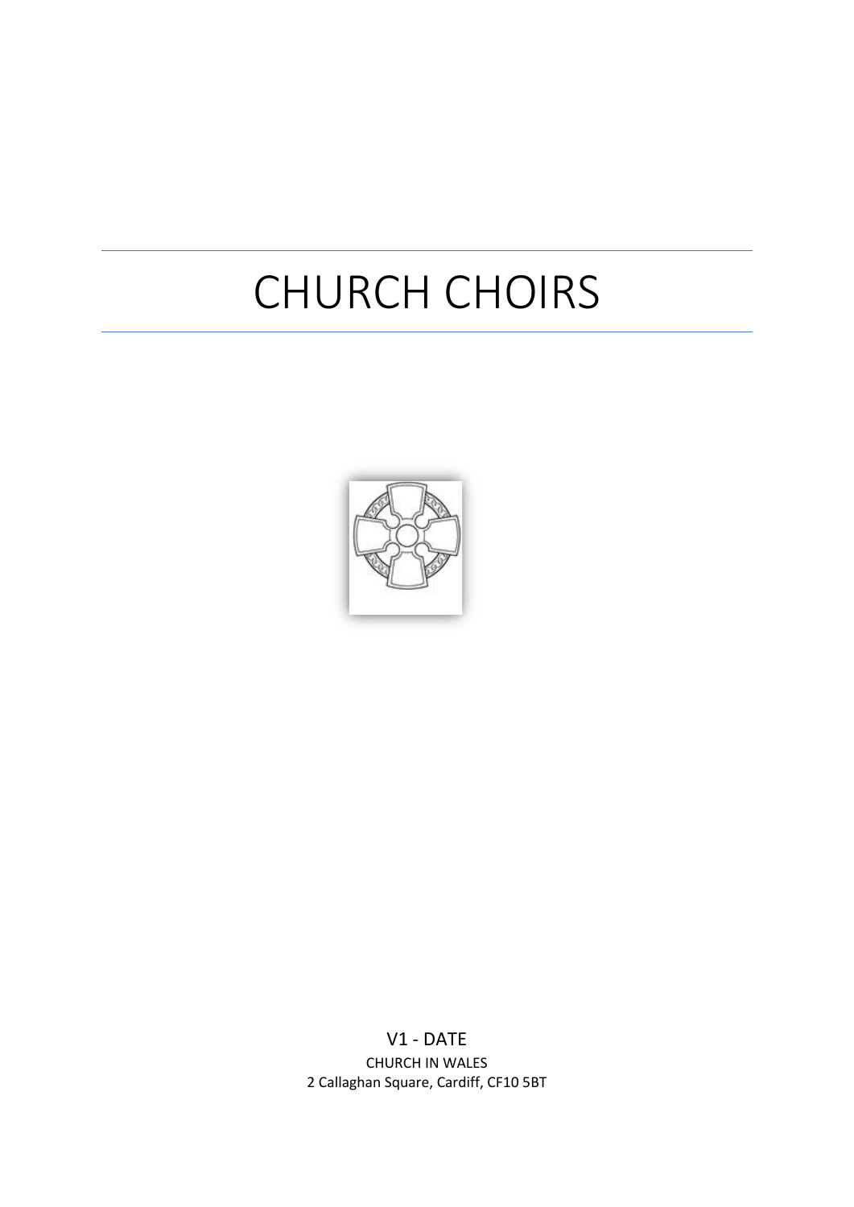# CHURCH CHOIRS

V1 - DATE

CHURCH IN WALES

2 Callaghan Square, Cardiff, CF10 5BT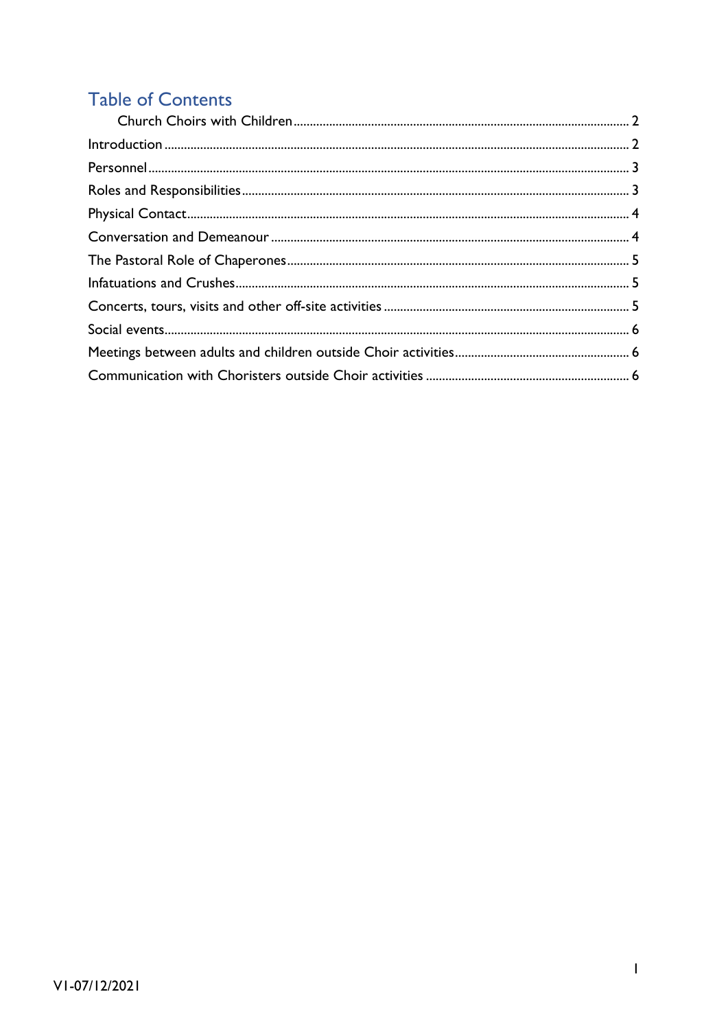## Table of Contents

- Church Choirs with Children ........ 2
- Introduction ........ 2
- Personnel ........ 3
- Roles and Responsibilities ........ 3
- Physical Contact ........ 4
- Conversation and Demeanour ........ 4
- The Pastoral Role of Chaperones ........ 5
- Infatuations and Crushes ........ 5
- Concerts, tours, visits and other off-site activities ........ 5
- Social events ........ 6
- Meetings between adults and children outside Choir activities ........ 6
- Communication with Choristers outside Choir activities ........ 6

V1-07/12/2021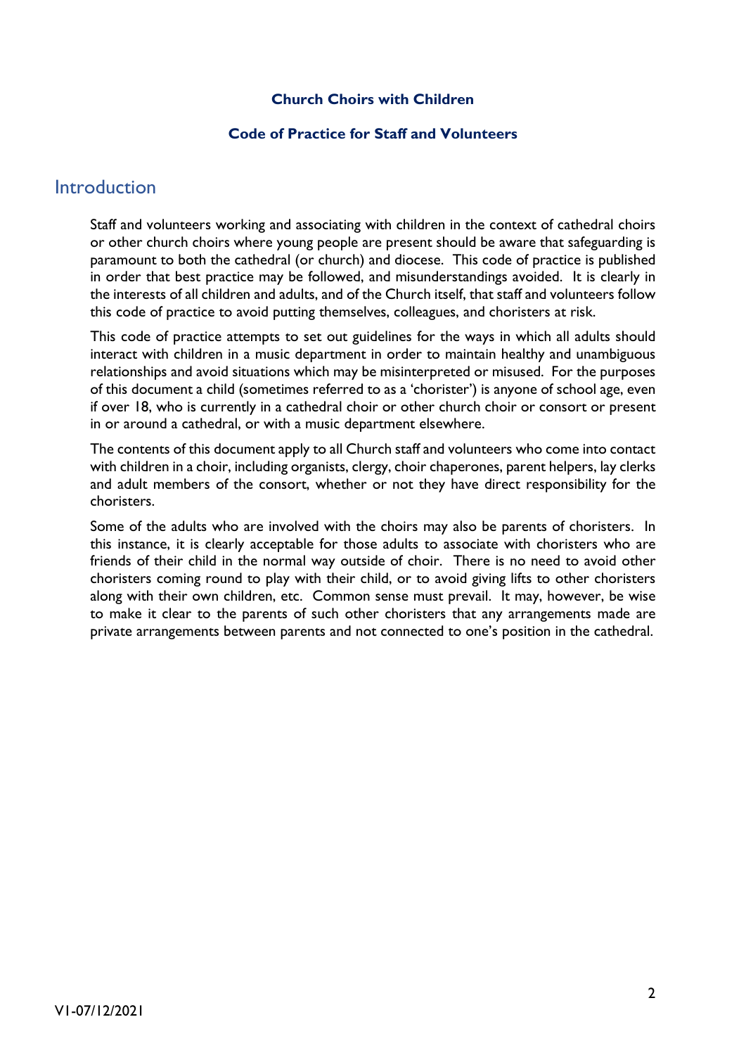**Church Choirs with Children**

**Code of Practice for Staff and Volunteers**

## Introduction

Staff and volunteers working and associating with children in the context of cathedral choirs or other church choirs where young people are present should be aware that safeguarding is paramount to both the cathedral (or church) and diocese. This code of practice is published in order that best practice may be followed, and misunderstandings avoided. It is clearly in the interests of all children and adults, and of the Church itself, that staff and volunteers follow this code of practice to avoid putting themselves, colleagues, and choristers at risk.

This code of practice attempts to set out guidelines for the ways in which all adults should interact with children in a music department in order to maintain healthy and unambiguous relationships and avoid situations which may be misinterpreted or misused. For the purposes of this document a child (sometimes referred to as a 'chorister') is anyone of school age, even if over 18, who is currently in a cathedral choir or other church choir or consort or present in or around a cathedral, or with a music department elsewhere.

The contents of this document apply to all Church staff and volunteers who come into contact with children in a choir, including organists, clergy, choir chaperones, parent helpers, lay clerks and adult members of the consort, whether or not they have direct responsibility for the choristers.

Some of the adults who are involved with the choirs may also be parents of choristers. In this instance, it is clearly acceptable for those adults to associate with choristers who are friends of their child in the normal way outside of choir. There is no need to avoid other choristers coming round to play with their child, or to avoid giving lifts to other choristers along with their own children, etc. Common sense must prevail. It may, however, be wise to make it clear to the parents of such other choristers that any arrangements made are private arrangements between parents and not connected to one's position in the cathedral.

V1-07/12/2021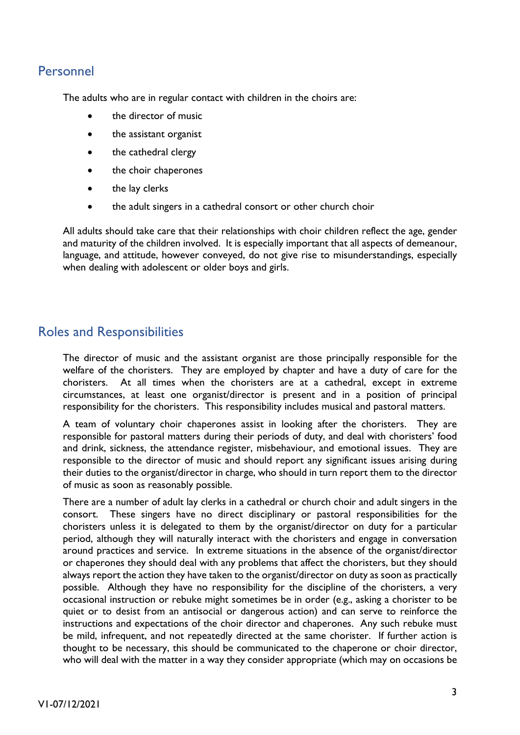## Personnel

The adults who are in regular contact with children in the choirs are:

- the director of music
- the assistant organist
- the cathedral clergy
- the choir chaperones
- the lay clerks
- the adult singers in a cathedral consort or other church choir

All adults should take care that their relationships with choir children reflect the age, gender and maturity of the children involved. It is especially important that all aspects of demeanour, language, and attitude, however conveyed, do not give rise to misunderstandings, especially when dealing with adolescent or older boys and girls.

## Roles and Responsibilities

The director of music and the assistant organist are those principally responsible for the welfare of the choristers. They are employed by chapter and have a duty of care for the choristers. At all times when the choristers are at a cathedral, except in extreme circumstances, at least one organist/director is present and in a position of principal responsibility for the choristers. This responsibility includes musical and pastoral matters.

A team of voluntary choir chaperones assist in looking after the choristers. They are responsible for pastoral matters during their periods of duty, and deal with choristers' food and drink, sickness, the attendance register, misbehaviour, and emotional issues. They are responsible to the director of music and should report any significant issues arising during their duties to the organist/director in charge, who should in turn report them to the director of music as soon as reasonably possible.

There are a number of adult lay clerks in a cathedral or church choir and adult singers in the consort. These singers have no direct disciplinary or pastoral responsibilities for the choristers unless it is delegated to them by the organist/director on duty for a particular period, although they will naturally interact with the choristers and engage in conversation around practices and service. In extreme situations in the absence of the organist/director or chaperones they should deal with any problems that affect the choristers, but they should always report the action they have taken to the organist/director on duty as soon as practically possible. Although they have no responsibility for the discipline of the choristers, a very occasional instruction or rebuke might sometimes be in order (e.g., asking a chorister to be quiet or to desist from an antisocial or dangerous action) and can serve to reinforce the instructions and expectations of the choir director and chaperones. Any such rebuke must be mild, infrequent, and not repeatedly directed at the same chorister. If further action is thought to be necessary, this should be communicated to the chaperone or choir director, who will deal with the matter in a way they consider appropriate (which may on occasions be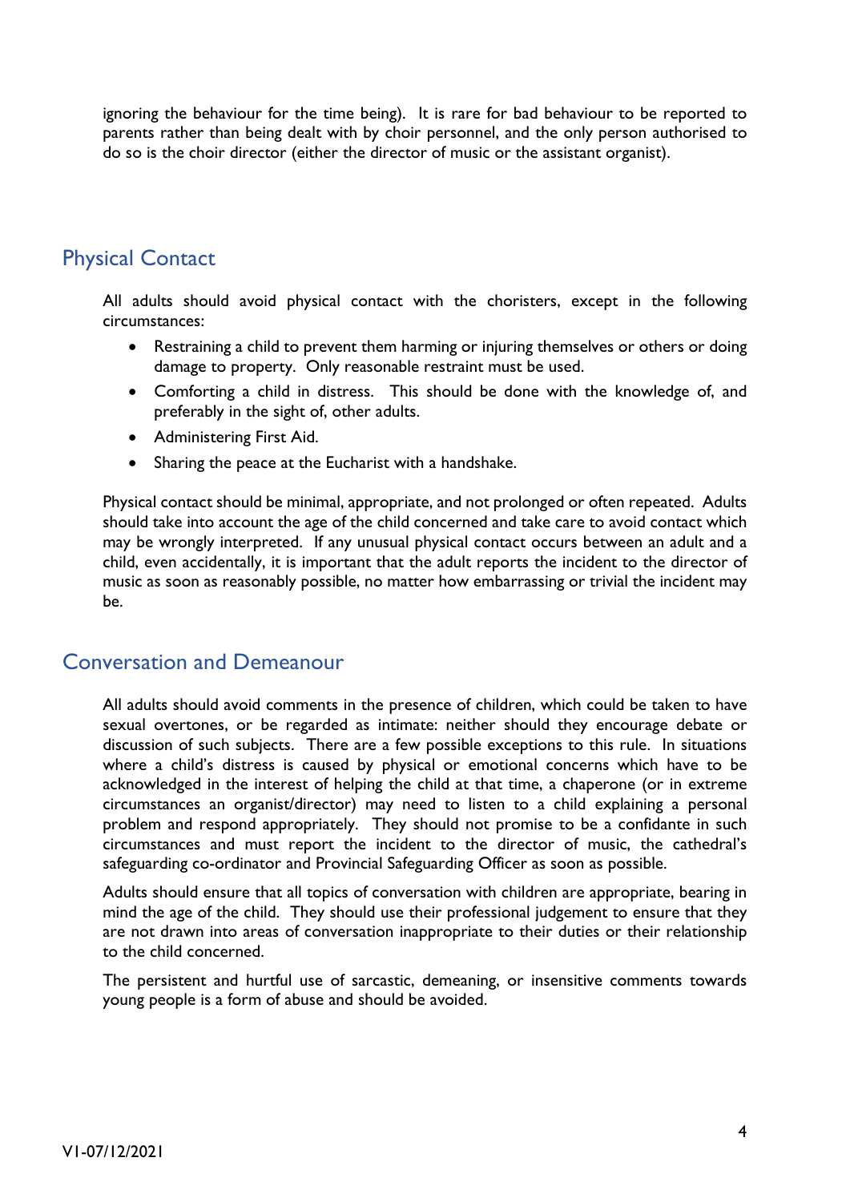ignoring the behaviour for the time being). It is rare for bad behaviour to be reported to parents rather than being dealt with by choir personnel, and the only person authorised to do so is the choir director (either the director of music or the assistant organist).

## Physical Contact

All adults should avoid physical contact with the choristers, except in the following circumstances:

- Restraining a child to prevent them harming or injuring themselves or others or doing damage to property. Only reasonable restraint must be used.
- Comforting a child in distress. This should be done with the knowledge of, and preferably in the sight of, other adults.
- Administering First Aid.
- Sharing the peace at the Eucharist with a handshake.

Physical contact should be minimal, appropriate, and not prolonged or often repeated. Adults should take into account the age of the child concerned and take care to avoid contact which may be wrongly interpreted. If any unusual physical contact occurs between an adult and a child, even accidentally, it is important that the adult reports the incident to the director of music as soon as reasonably possible, no matter how embarrassing or trivial the incident may be.

## Conversation and Demeanour

All adults should avoid comments in the presence of children, which could be taken to have sexual overtones, or be regarded as intimate: neither should they encourage debate or discussion of such subjects. There are a few possible exceptions to this rule. In situations where a child's distress is caused by physical or emotional concerns which have to be acknowledged in the interest of helping the child at that time, a chaperone (or in extreme circumstances an organist/director) may need to listen to a child explaining a personal problem and respond appropriately. They should not promise to be a confidante in such circumstances and must report the incident to the director of music, the cathedral's safeguarding co-ordinator and Provincial Safeguarding Officer as soon as possible.

Adults should ensure that all topics of conversation with children are appropriate, bearing in mind the age of the child. They should use their professional judgement to ensure that they are not drawn into areas of conversation inappropriate to their duties or their relationship to the child concerned.

The persistent and hurtful use of sarcastic, demeaning, or insensitive comments towards young people is a form of abuse and should be avoided.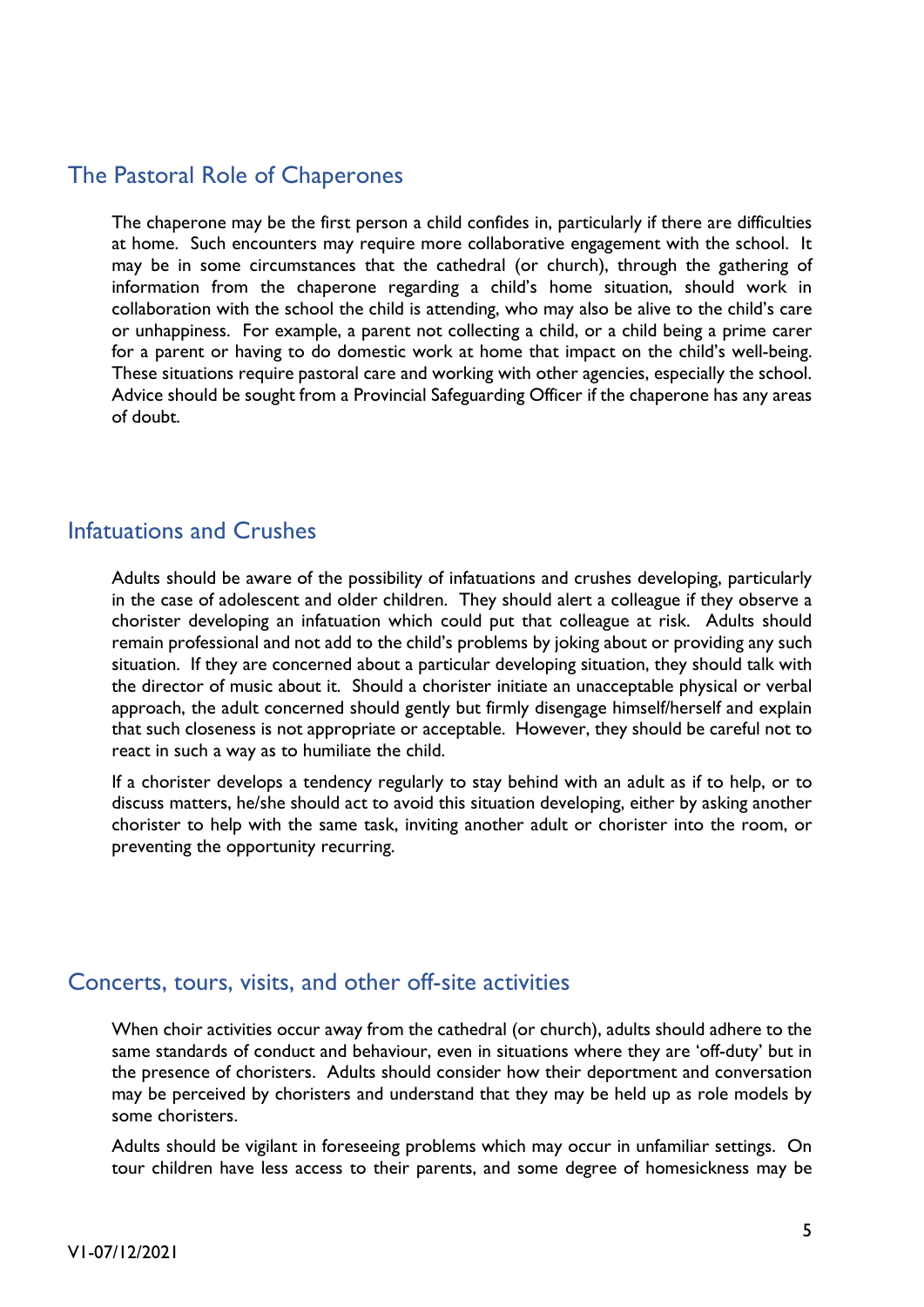## The Pastoral Role of Chaperones

The chaperone may be the first person a child confides in, particularly if there are difficulties at home. Such encounters may require more collaborative engagement with the school. It may be in some circumstances that the cathedral (or church), through the gathering of information from the chaperone regarding a child's home situation, should work in collaboration with the school the child is attending, who may also be alive to the child's care or unhappiness. For example, a parent not collecting a child, or a child being a prime carer for a parent or having to do domestic work at home that impact on the child's well-being. These situations require pastoral care and working with other agencies, especially the school. Advice should be sought from a Provincial Safeguarding Officer if the chaperone has any areas of doubt.

## Infatuations and Crushes

Adults should be aware of the possibility of infatuations and crushes developing, particularly in the case of adolescent and older children. They should alert a colleague if they observe a chorister developing an infatuation which could put that colleague at risk. Adults should remain professional and not add to the child's problems by joking about or providing any such situation. If they are concerned about a particular developing situation, they should talk with the director of music about it. Should a chorister initiate an unacceptable physical or verbal approach, the adult concerned should gently but firmly disengage himself/herself and explain that such closeness is not appropriate or acceptable. However, they should be careful not to react in such a way as to humiliate the child.

If a chorister develops a tendency regularly to stay behind with an adult as if to help, or to discuss matters, he/she should act to avoid this situation developing, either by asking another chorister to help with the same task, inviting another adult or chorister into the room, or preventing the opportunity recurring.

## Concerts, tours, visits, and other off-site activities

When choir activities occur away from the cathedral (or church), adults should adhere to the same standards of conduct and behaviour, even in situations where they are 'off-duty' but in the presence of choristers. Adults should consider how their deportment and conversation may be perceived by choristers and understand that they may be held up as role models by some choristers.

Adults should be vigilant in foreseeing problems which may occur in unfamiliar settings. On tour children have less access to their parents, and some degree of homesickness may be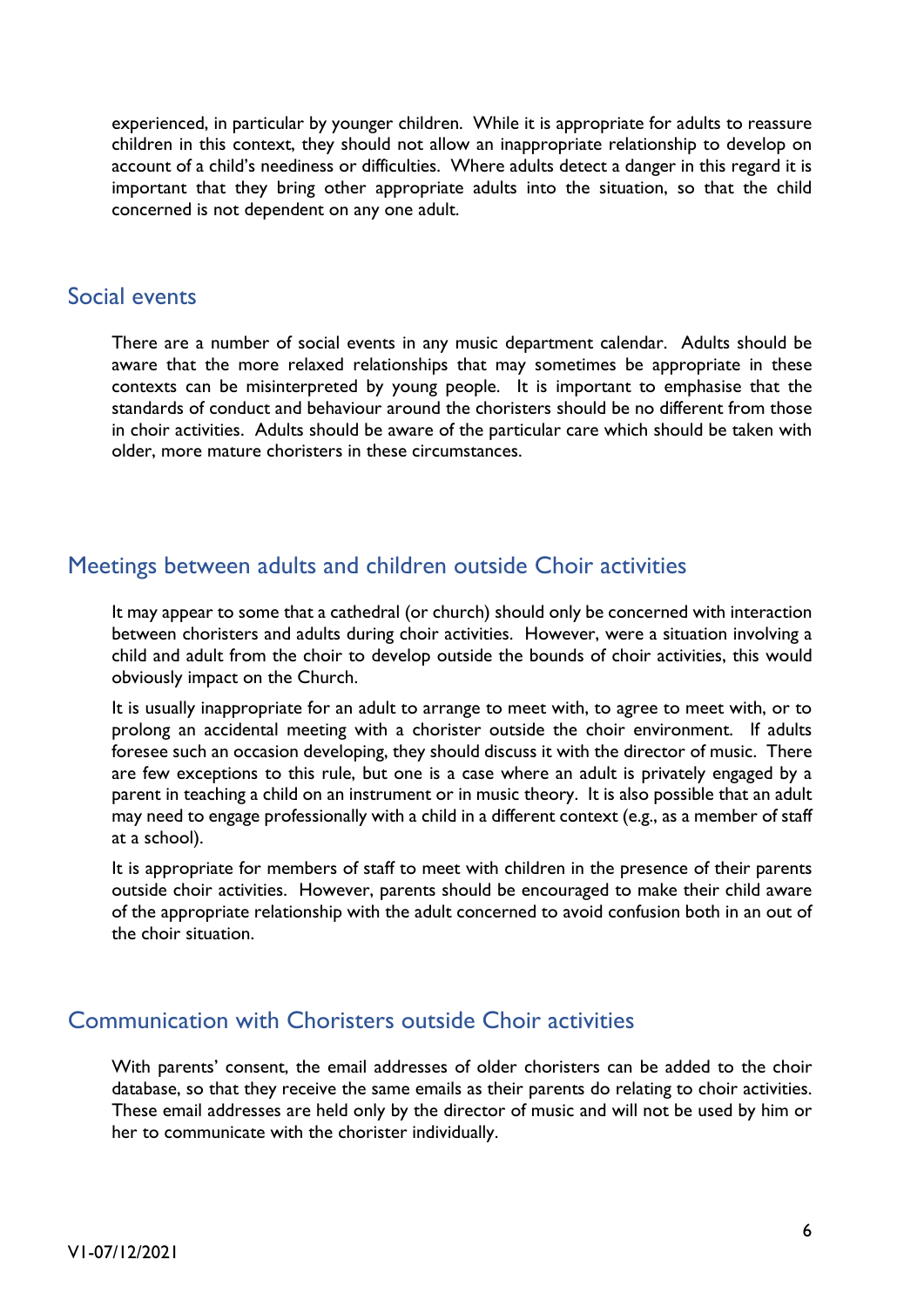experienced, in particular by younger children. While it is appropriate for adults to reassure children in this context, they should not allow an inappropriate relationship to develop on account of a child's neediness or difficulties. Where adults detect a danger in this regard it is important that they bring other appropriate adults into the situation, so that the child concerned is not dependent on any one adult.

## Social events

There are a number of social events in any music department calendar. Adults should be aware that the more relaxed relationships that may sometimes be appropriate in these contexts can be misinterpreted by young people. It is important to emphasise that the standards of conduct and behaviour around the choristers should be no different from those in choir activities. Adults should be aware of the particular care which should be taken with older, more mature choristers in these circumstances.

## Meetings between adults and children outside Choir activities

It may appear to some that a cathedral (or church) should only be concerned with interaction between choristers and adults during choir activities. However, were a situation involving a child and adult from the choir to develop outside the bounds of choir activities, this would obviously impact on the Church.

It is usually inappropriate for an adult to arrange to meet with, to agree to meet with, or to prolong an accidental meeting with a chorister outside the choir environment. If adults foresee such an occasion developing, they should discuss it with the director of music. There are few exceptions to this rule, but one is a case where an adult is privately engaged by a parent in teaching a child on an instrument or in music theory. It is also possible that an adult may need to engage professionally with a child in a different context (e.g., as a member of staff at a school).

It is appropriate for members of staff to meet with children in the presence of their parents outside choir activities. However, parents should be encouraged to make their child aware of the appropriate relationship with the adult concerned to avoid confusion both in an out of the choir situation.

## Communication with Choristers outside Choir activities

With parents' consent, the email addresses of older choristers can be added to the choir database, so that they receive the same emails as their parents do relating to choir activities. These email addresses are held only by the director of music and will not be used by him or her to communicate with the chorister individually.

V1-07/12/2021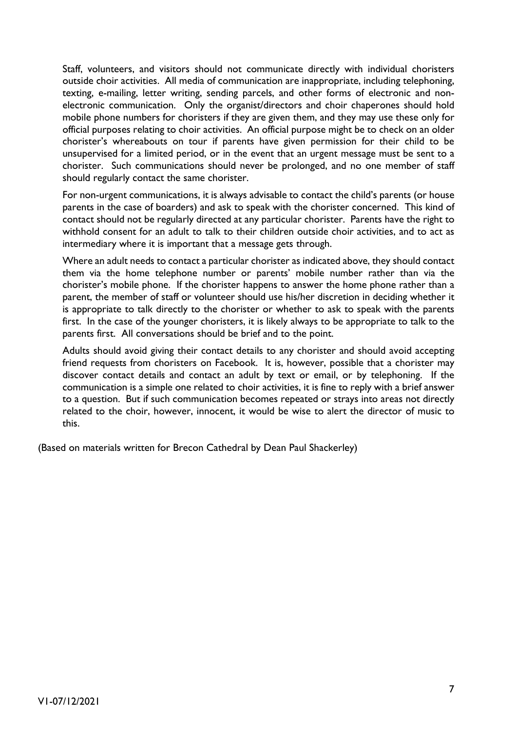Staff, volunteers, and visitors should not communicate directly with individual choristers outside choir activities. All media of communication are inappropriate, including telephoning, texting, e-mailing, letter writing, sending parcels, and other forms of electronic and non-electronic communication. Only the organist/directors and choir chaperones should hold mobile phone numbers for choristers if they are given them, and they may use these only for official purposes relating to choir activities. An official purpose might be to check on an older chorister's whereabouts on tour if parents have given permission for their child to be unsupervised for a limited period, or in the event that an urgent message must be sent to a chorister. Such communications should never be prolonged, and no one member of staff should regularly contact the same chorister.

For non-urgent communications, it is always advisable to contact the child's parents (or house parents in the case of boarders) and ask to speak with the chorister concerned. This kind of contact should not be regularly directed at any particular chorister. Parents have the right to withhold consent for an adult to talk to their children outside choir activities, and to act as intermediary where it is important that a message gets through.

Where an adult needs to contact a particular chorister as indicated above, they should contact them via the home telephone number or parents' mobile number rather than via the chorister's mobile phone. If the chorister happens to answer the home phone rather than a parent, the member of staff or volunteer should use his/her discretion in deciding whether it is appropriate to talk directly to the chorister or whether to ask to speak with the parents first. In the case of the younger choristers, it is likely always to be appropriate to talk to the parents first. All conversations should be brief and to the point.

Adults should avoid giving their contact details to any chorister and should avoid accepting friend requests from choristers on Facebook. It is, however, possible that a chorister may discover contact details and contact an adult by text or email, or by telephoning. If the communication is a simple one related to choir activities, it is fine to reply with a brief answer to a question. But if such communication becomes repeated or strays into areas not directly related to the choir, however, innocent, it would be wise to alert the director of music to this.

(Based on materials written for Brecon Cathedral by Dean Paul Shackerley)

V1-07/12/2021